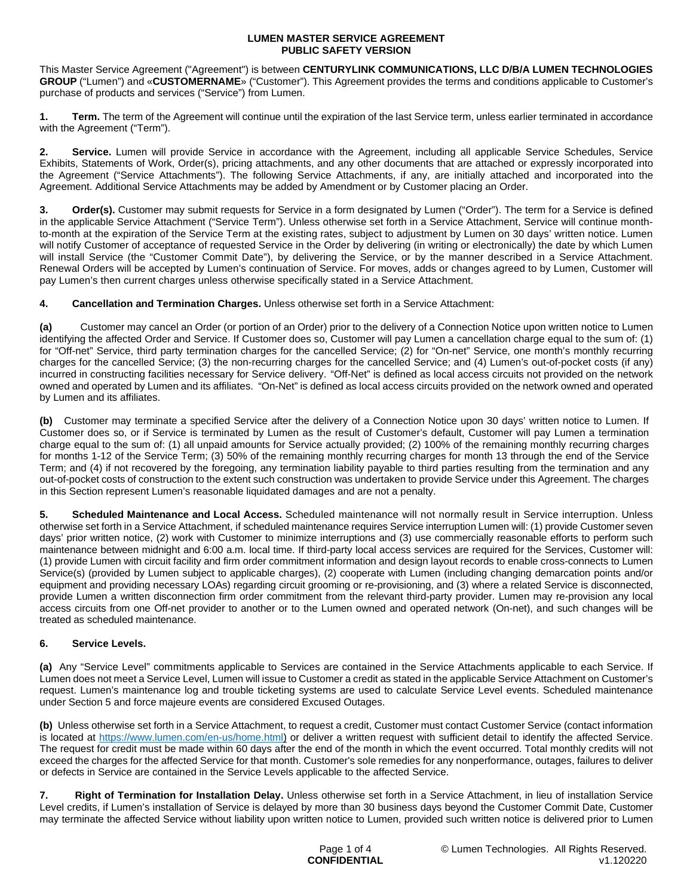# LUMEN MASTER SERVICE AGREEMENT
## PUBLIC SAFETY VERSION

This Master Service Agreement ("Agreement") is between **CENTURYLINK COMMUNICATIONS, LLC D/B/A LUMEN TECHNOLOGIES GROUP** ("Lumen") and «**CUSTOMERNAME**» ("Customer"). This Agreement provides the terms and conditions applicable to Customer's purchase of products and services ("Service") from Lumen.

**1. Term.** The term of the Agreement will continue until the expiration of the last Service term, unless earlier terminated in accordance with the Agreement ("Term").

**2. Service.** Lumen will provide Service in accordance with the Agreement, including all applicable Service Schedules, Service Exhibits, Statements of Work, Order(s), pricing attachments, and any other documents that are attached or expressly incorporated into the Agreement ("Service Attachments"). The following Service Attachments, if any, are initially attached and incorporated into the Agreement. Additional Service Attachments may be added by Amendment or by Customer placing an Order.

**3. Order(s).** Customer may submit requests for Service in a form designated by Lumen ("Order"). The term for a Service is defined in the applicable Service Attachment ("Service Term"). Unless otherwise set forth in a Service Attachment, Service will continue month-to-month at the expiration of the Service Term at the existing rates, subject to adjustment by Lumen on 30 days' written notice. Lumen will notify Customer of acceptance of requested Service in the Order by delivering (in writing or electronically) the date by which Lumen will install Service (the "Customer Commit Date"), by delivering the Service, or by the manner described in a Service Attachment. Renewal Orders will be accepted by Lumen's continuation of Service. For moves, adds or changes agreed to by Lumen, Customer will pay Lumen's then current charges unless otherwise specifically stated in a Service Attachment.

**4. Cancellation and Termination Charges.** Unless otherwise set forth in a Service Attachment:

**(a)** Customer may cancel an Order (or portion of an Order) prior to the delivery of a Connection Notice upon written notice to Lumen identifying the affected Order and Service. If Customer does so, Customer will pay Lumen a cancellation charge equal to the sum of: (1) for "Off-net" Service, third party termination charges for the cancelled Service; (2) for "On-net" Service, one month's monthly recurring charges for the cancelled Service; (3) the non-recurring charges for the cancelled Service; and (4) Lumen's out-of-pocket costs (if any) incurred in constructing facilities necessary for Service delivery. "Off-Net" is defined as local access circuits not provided on the network owned and operated by Lumen and its affiliates. "On-Net" is defined as local access circuits provided on the network owned and operated by Lumen and its affiliates.

**(b)** Customer may terminate a specified Service after the delivery of a Connection Notice upon 30 days' written notice to Lumen. If Customer does so, or if Service is terminated by Lumen as the result of Customer's default, Customer will pay Lumen a termination charge equal to the sum of: (1) all unpaid amounts for Service actually provided; (2) 100% of the remaining monthly recurring charges for months 1-12 of the Service Term; (3) 50% of the remaining monthly recurring charges for month 13 through the end of the Service Term; and (4) if not recovered by the foregoing, any termination liability payable to third parties resulting from the termination and any out-of-pocket costs of construction to the extent such construction was undertaken to provide Service under this Agreement. The charges in this Section represent Lumen's reasonable liquidated damages and are not a penalty.

**5. Scheduled Maintenance and Local Access.** Scheduled maintenance will not normally result in Service interruption. Unless otherwise set forth in a Service Attachment, if scheduled maintenance requires Service interruption Lumen will: (1) provide Customer seven days' prior written notice, (2) work with Customer to minimize interruptions and (3) use commercially reasonable efforts to perform such maintenance between midnight and 6:00 a.m. local time. If third-party local access services are required for the Services, Customer will: (1) provide Lumen with circuit facility and firm order commitment information and design layout records to enable cross-connects to Lumen Service(s) (provided by Lumen subject to applicable charges), (2) cooperate with Lumen (including changing demarcation points and/or equipment and providing necessary LOAs) regarding circuit grooming or re-provisioning, and (3) where a related Service is disconnected, provide Lumen a written disconnection firm order commitment from the relevant third-party provider. Lumen may re-provision any local access circuits from one Off-net provider to another or to the Lumen owned and operated network (On-net), and such changes will be treated as scheduled maintenance.

**6. Service Levels.**

**(a)** Any "Service Level" commitments applicable to Services are contained in the Service Attachments applicable to each Service. If Lumen does not meet a Service Level, Lumen will issue to Customer a credit as stated in the applicable Service Attachment on Customer's request. Lumen's maintenance log and trouble ticketing systems are used to calculate Service Level events. Scheduled maintenance under Section 5 and force majeure events are considered Excused Outages.

**(b)** Unless otherwise set forth in a Service Attachment, to request a credit, Customer must contact Customer Service (contact information is located at https://www.lumen.com/en-us/home.html) or deliver a written request with sufficient detail to identify the affected Service. The request for credit must be made within 60 days after the end of the month in which the event occurred. Total monthly credits will not exceed the charges for the affected Service for that month. Customer's sole remedies for any nonperformance, outages, failures to deliver or defects in Service are contained in the Service Levels applicable to the affected Service.

**7. Right of Termination for Installation Delay.** Unless otherwise set forth in a Service Attachment, in lieu of installation Service Level credits, if Lumen's installation of Service is delayed by more than 30 business days beyond the Customer Commit Date, Customer may terminate the affected Service without liability upon written notice to Lumen, provided such written notice is delivered prior to Lumen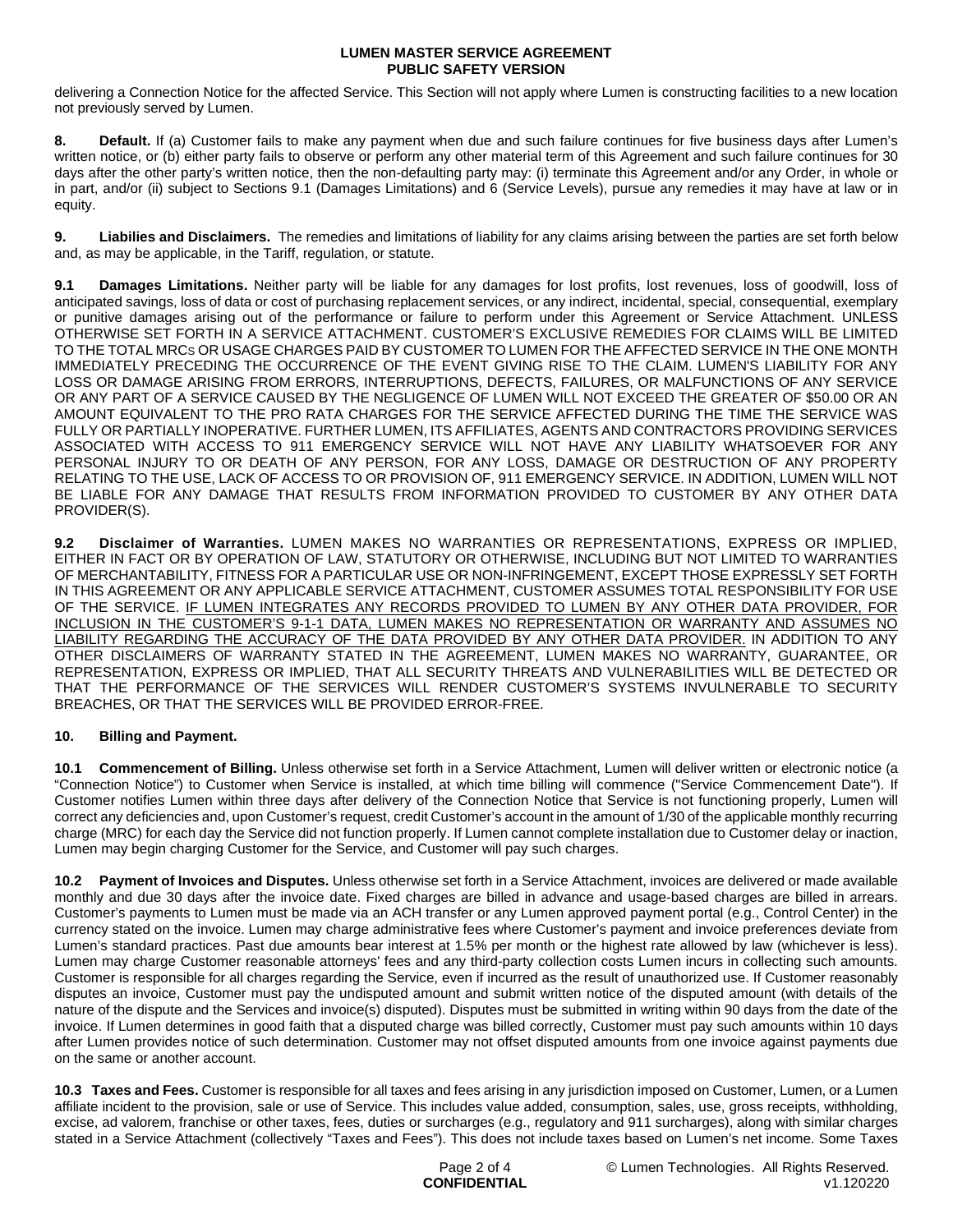delivering a Connection Notice for the affected Service. This Section will not apply where Lumen is constructing facilities to a new location not previously served by Lumen.

**8. Default.** If (a) Customer fails to make any payment when due and such failure continues for five business days after Lumen's written notice, or (b) either party fails to observe or perform any other material term of this Agreement and such failure continues for 30 days after the other party's written notice, then the non-defaulting party may: (i) terminate this Agreement and/or any Order, in whole or in part, and/or (ii) subject to Sections 9.1 (Damages Limitations) and 6 (Service Levels), pursue any remedies it may have at law or in equity.

**9. Liabilies and Disclaimers.** The remedies and limitations of liability for any claims arising between the parties are set forth below and, as may be applicable, in the Tariff, regulation, or statute.

**9.1 Damages Limitations.** Neither party will be liable for any damages for lost profits, lost revenues, loss of goodwill, loss of anticipated savings, loss of data or cost of purchasing replacement services, or any indirect, incidental, special, consequential, exemplary or punitive damages arising out of the performance or failure to perform under this Agreement or Service Attachment. UNLESS OTHERWISE SET FORTH IN A SERVICE ATTACHMENT. CUSTOMER'S EXCLUSIVE REMEDIES FOR CLAIMS WILL BE LIMITED TO THE TOTAL MRCs OR USAGE CHARGES PAID BY CUSTOMER TO LUMEN FOR THE AFFECTED SERVICE IN THE ONE MONTH IMMEDIATELY PRECEDING THE OCCURRENCE OF THE EVENT GIVING RISE TO THE CLAIM. LUMEN'S LIABILITY FOR ANY LOSS OR DAMAGE ARISING FROM ERRORS, INTERRUPTIONS, DEFECTS, FAILURES, OR MALFUNCTIONS OF ANY SERVICE OR ANY PART OF A SERVICE CAUSED BY THE NEGLIGENCE OF LUMEN WILL NOT EXCEED THE GREATER OF $50.00 OR AN AMOUNT EQUIVALENT TO THE PRO RATA CHARGES FOR THE SERVICE AFFECTED DURING THE TIME THE SERVICE WAS FULLY OR PARTIALLY INOPERATIVE. FURTHER LUMEN, ITS AFFILIATES, AGENTS AND CONTRACTORS PROVIDING SERVICES ASSOCIATED WITH ACCESS TO 911 EMERGENCY SERVICE WILL NOT HAVE ANY LIABILITY WHATSOEVER FOR ANY PERSONAL INJURY TO OR DEATH OF ANY PERSON, FOR ANY LOSS, DAMAGE OR DESTRUCTION OF ANY PROPERTY RELATING TO THE USE, LACK OF ACCESS TO OR PROVISION OF, 911 EMERGENCY SERVICE. IN ADDITION, LUMEN WILL NOT BE LIABLE FOR ANY DAMAGE THAT RESULTS FROM INFORMATION PROVIDED TO CUSTOMER BY ANY OTHER DATA PROVIDER(S).

**9.2 Disclaimer of Warranties.** LUMEN MAKES NO WARRANTIES OR REPRESENTATIONS, EXPRESS OR IMPLIED, EITHER IN FACT OR BY OPERATION OF LAW, STATUTORY OR OTHERWISE, INCLUDING BUT NOT LIMITED TO WARRANTIES OF MERCHANTABILITY, FITNESS FOR A PARTICULAR USE OR NON-INFRINGEMENT, EXCEPT THOSE EXPRESSLY SET FORTH IN THIS AGREEMENT OR ANY APPLICABLE SERVICE ATTACHMENT, CUSTOMER ASSUMES TOTAL RESPONSIBILITY FOR USE OF THE SERVICE. <u>IF LUMEN INTEGRATES ANY RECORDS PROVIDED TO LUMEN BY ANY OTHER DATA PROVIDER, FOR INCLUSION IN THE CUSTOMER'S 9-1-1 DATA, LUMEN MAKES NO REPRESENTATION OR WARRANTY AND ASSUMES NO LIABILITY REGARDING THE ACCURACY OF THE DATA PROVIDED BY ANY OTHER DATA PROVIDER.</u> IN ADDITION TO ANY OTHER DISCLAIMERS OF WARRANTY STATED IN THE AGREEMENT, LUMEN MAKES NO WARRANTY, GUARANTEE, OR REPRESENTATION, EXPRESS OR IMPLIED, THAT ALL SECURITY THREATS AND VULNERABILITIES WILL BE DETECTED OR THAT THE PERFORMANCE OF THE SERVICES WILL RENDER CUSTOMER'S SYSTEMS INVULNERABLE TO SECURITY BREACHES, OR THAT THE SERVICES WILL BE PROVIDED ERROR-FREE.

**10. Billing and Payment.**

**10.1 Commencement of Billing.** Unless otherwise set forth in a Service Attachment, Lumen will deliver written or electronic notice (a "Connection Notice") to Customer when Service is installed, at which time billing will commence ("Service Commencement Date"). If Customer notifies Lumen within three days after delivery of the Connection Notice that Service is not functioning properly, Lumen will correct any deficiencies and, upon Customer's request, credit Customer's account in the amount of 1/30 of the applicable monthly recurring charge (MRC) for each day the Service did not function properly. If Lumen cannot complete installation due to Customer delay or inaction, Lumen may begin charging Customer for the Service, and Customer will pay such charges.

**10.2 Payment of Invoices and Disputes.** Unless otherwise set forth in a Service Attachment, invoices are delivered or made available monthly and due 30 days after the invoice date. Fixed charges are billed in advance and usage-based charges are billed in arrears. Customer's payments to Lumen must be made via an ACH transfer or any Lumen approved payment portal (e.g., Control Center) in the currency stated on the invoice. Lumen may charge administrative fees where Customer's payment and invoice preferences deviate from Lumen's standard practices. Past due amounts bear interest at 1.5% per month or the highest rate allowed by law (whichever is less). Lumen may charge Customer reasonable attorneys' fees and any third-party collection costs Lumen incurs in collecting such amounts. Customer is responsible for all charges regarding the Service, even if incurred as the result of unauthorized use. If Customer reasonably disputes an invoice, Customer must pay the undisputed amount and submit written notice of the disputed amount (with details of the nature of the dispute and the Services and invoice(s) disputed). Disputes must be submitted in writing within 90 days from the date of the invoice. If Lumen determines in good faith that a disputed charge was billed correctly, Customer must pay such amounts within 10 days after Lumen provides notice of such determination. Customer may not offset disputed amounts from one invoice against payments due on the same or another account.

**10.3 Taxes and Fees.** Customer is responsible for all taxes and fees arising in any jurisdiction imposed on Customer, Lumen, or a Lumen affiliate incident to the provision, sale or use of Service. This includes value added, consumption, sales, use, gross receipts, withholding, excise, ad valorem, franchise or other taxes, fees, duties or surcharges (e.g., regulatory and 911 surcharges), along with similar charges stated in a Service Attachment (collectively "Taxes and Fees"). This does not include taxes based on Lumen's net income. Some Taxes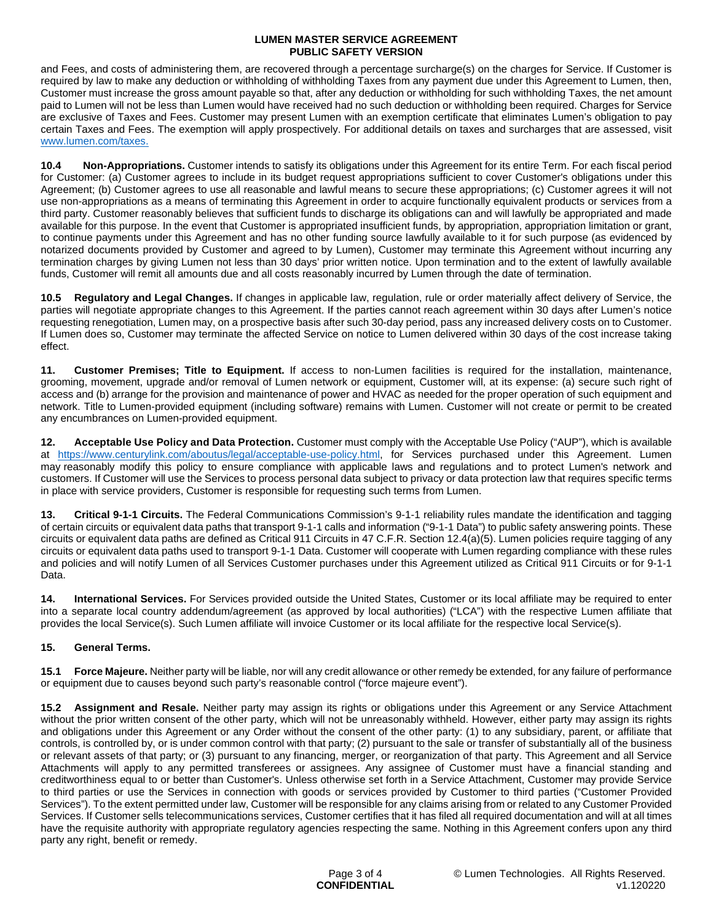and Fees, and costs of administering them, are recovered through a percentage surcharge(s) on the charges for Service. If Customer is required by law to make any deduction or withholding of withholding Taxes from any payment due under this Agreement to Lumen, then, Customer must increase the gross amount payable so that, after any deduction or withholding for such withholding Taxes, the net amount paid to Lumen will not be less than Lumen would have received had no such deduction or withholding been required. Charges for Service are exclusive of Taxes and Fees. Customer may present Lumen with an exemption certificate that eliminates Lumen's obligation to pay certain Taxes and Fees. The exemption will apply prospectively. For additional details on taxes and surcharges that are assessed, visit [www.lumen.com/taxes.](www.lumen.com/taxes)

**10.4 Non-Appropriations.** Customer intends to satisfy its obligations under this Agreement for its entire Term. For each fiscal period for Customer: (a) Customer agrees to include in its budget request appropriations sufficient to cover Customer's obligations under this Agreement; (b) Customer agrees to use all reasonable and lawful means to secure these appropriations; (c) Customer agrees it will not use non-appropriations as a means of terminating this Agreement in order to acquire functionally equivalent products or services from a third party. Customer reasonably believes that sufficient funds to discharge its obligations can and will lawfully be appropriated and made available for this purpose. In the event that Customer is appropriated insufficient funds, by appropriation, appropriation limitation or grant, to continue payments under this Agreement and has no other funding source lawfully available to it for such purpose (as evidenced by notarized documents provided by Customer and agreed to by Lumen), Customer may terminate this Agreement without incurring any termination charges by giving Lumen not less than 30 days' prior written notice. Upon termination and to the extent of lawfully available funds, Customer will remit all amounts due and all costs reasonably incurred by Lumen through the date of termination.

**10.5 Regulatory and Legal Changes.** If changes in applicable law, regulation, rule or order materially affect delivery of Service, the parties will negotiate appropriate changes to this Agreement. If the parties cannot reach agreement within 30 days after Lumen's notice requesting renegotiation, Lumen may, on a prospective basis after such 30-day period, pass any increased delivery costs on to Customer. If Lumen does so, Customer may terminate the affected Service on notice to Lumen delivered within 30 days of the cost increase taking effect.

**11. Customer Premises; Title to Equipment.** If access to non-Lumen facilities is required for the installation, maintenance, grooming, movement, upgrade and/or removal of Lumen network or equipment, Customer will, at its expense: (a) secure such right of access and (b) arrange for the provision and maintenance of power and HVAC as needed for the proper operation of such equipment and network. Title to Lumen-provided equipment (including software) remains with Lumen. Customer will not create or permit to be created any encumbrances on Lumen-provided equipment.

**12. Acceptable Use Policy and Data Protection.** Customer must comply with the Acceptable Use Policy ("AUP"), which is available at [https://www.centurylink.com/aboutus/legal/acceptable-use-policy.html](https://www.centurylink.com/aboutus/legal/acceptable-use-policy.html), for Services purchased under this Agreement. Lumen may reasonably modify this policy to ensure compliance with applicable laws and regulations and to protect Lumen's network and customers. If Customer will use the Services to process personal data subject to privacy or data protection law that requires specific terms in place with service providers, Customer is responsible for requesting such terms from Lumen.

**13. Critical 9-1-1 Circuits.** The Federal Communications Commission's 9-1-1 reliability rules mandate the identification and tagging of certain circuits or equivalent data paths that transport 9-1-1 calls and information ("9-1-1 Data") to public safety answering points. These circuits or equivalent data paths are defined as Critical 911 Circuits in 47 C.F.R. Section 12.4(a)(5). Lumen policies require tagging of any circuits or equivalent data paths used to transport 9-1-1 Data. Customer will cooperate with Lumen regarding compliance with these rules and policies and will notify Lumen of all Services Customer purchases under this Agreement utilized as Critical 911 Circuits or for 9-1-1 Data.

**14. International Services.** For Services provided outside the United States, Customer or its local affiliate may be required to enter into a separate local country addendum/agreement (as approved by local authorities) ("LCA") with the respective Lumen affiliate that provides the local Service(s). Such Lumen affiliate will invoice Customer or its local affiliate for the respective local Service(s).

**15. General Terms.**

**15.1 Force Majeure.** Neither party will be liable, nor will any credit allowance or other remedy be extended, for any failure of performance or equipment due to causes beyond such party's reasonable control ("force majeure event").

**15.2 Assignment and Resale.** Neither party may assign its rights or obligations under this Agreement or any Service Attachment without the prior written consent of the other party, which will not be unreasonably withheld. However, either party may assign its rights and obligations under this Agreement or any Order without the consent of the other party: (1) to any subsidiary, parent, or affiliate that controls, is controlled by, or is under common control with that party; (2) pursuant to the sale or transfer of substantially all of the business or relevant assets of that party; or (3) pursuant to any financing, merger, or reorganization of that party. This Agreement and all Service Attachments will apply to any permitted transferees or assignees. Any assignee of Customer must have a financial standing and creditworthiness equal to or better than Customer's. Unless otherwise set forth in a Service Attachment, Customer may provide Service to third parties or use the Services in connection with goods or services provided by Customer to third parties ("Customer Provided Services"). To the extent permitted under law, Customer will be responsible for any claims arising from or related to any Customer Provided Services. If Customer sells telecommunications services, Customer certifies that it has filed all required documentation and will at all times have the requisite authority with appropriate regulatory agencies respecting the same. Nothing in this Agreement confers upon any third party any right, benefit or remedy.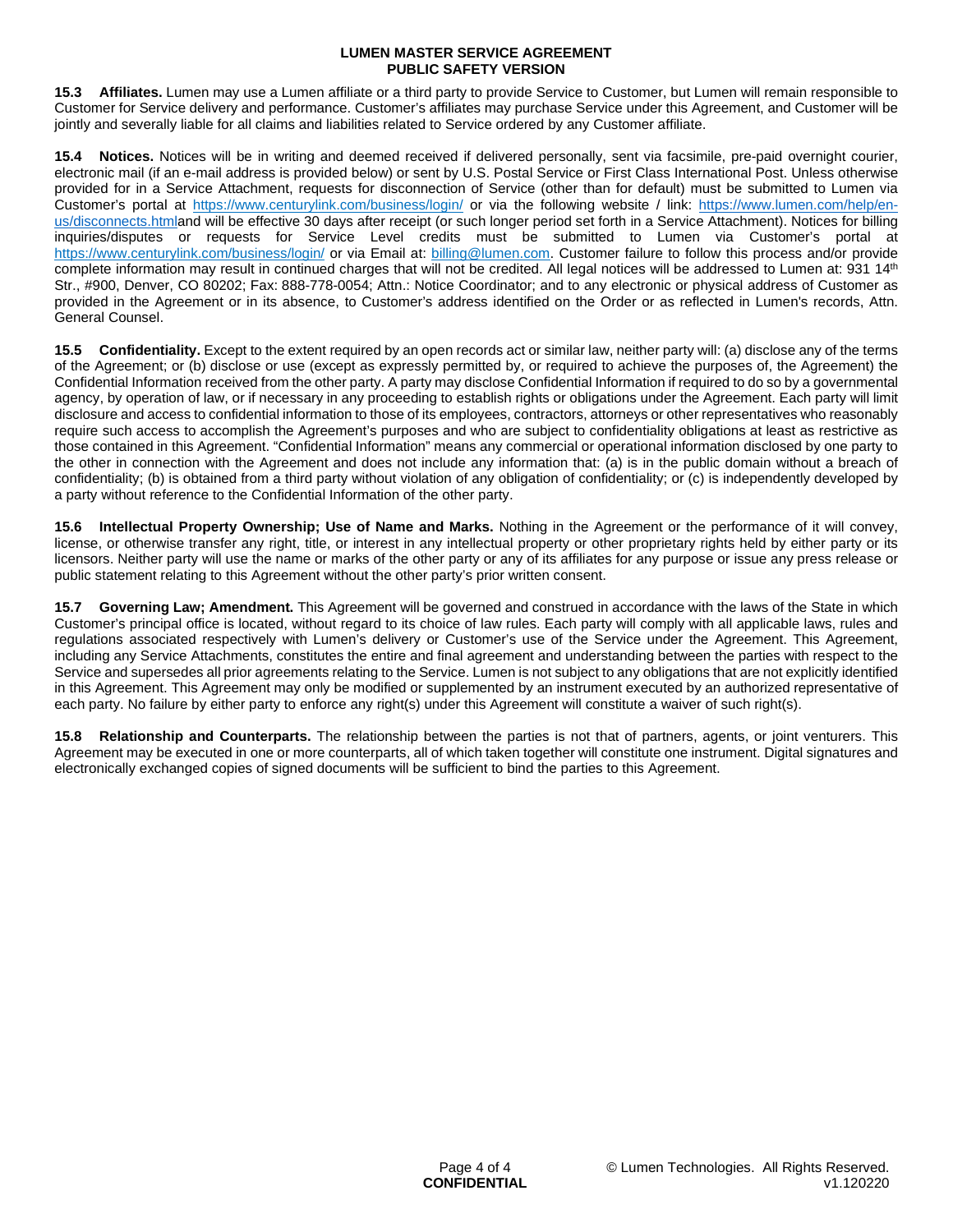**15.3 Affiliates.** Lumen may use a Lumen affiliate or a third party to provide Service to Customer, but Lumen will remain responsible to Customer for Service delivery and performance. Customer's affiliates may purchase Service under this Agreement, and Customer will be jointly and severally liable for all claims and liabilities related to Service ordered by any Customer affiliate.

**15.4 Notices.** Notices will be in writing and deemed received if delivered personally, sent via facsimile, pre-paid overnight courier, electronic mail (if an e-mail address is provided below) or sent by U.S. Postal Service or First Class International Post. Unless otherwise provided for in a Service Attachment, requests for disconnection of Service (other than for default) must be submitted to Lumen via Customer's portal at https://www.centurylink.com/business/login/ or via the following website / link: https://www.lumen.com/help/en-us/disconnects.htmland will be effective 30 days after receipt (or such longer period set forth in a Service Attachment). Notices for billing inquiries/disputes or requests for Service Level credits must be submitted to Lumen via Customer's portal at https://www.centurylink.com/business/login/ or via Email at: billing@lumen.com. Customer failure to follow this process and/or provide complete information may result in continued charges that will not be credited. All legal notices will be addressed to Lumen at: 931 14th Str., #900, Denver, CO 80202; Fax: 888-778-0054; Attn.: Notice Coordinator; and to any electronic or physical address of Customer as provided in the Agreement or in its absence, to Customer's address identified on the Order or as reflected in Lumen's records, Attn. General Counsel.

**15.5 Confidentiality.** Except to the extent required by an open records act or similar law, neither party will: (a) disclose any of the terms of the Agreement; or (b) disclose or use (except as expressly permitted by, or required to achieve the purposes of, the Agreement) the Confidential Information received from the other party. A party may disclose Confidential Information if required to do so by a governmental agency, by operation of law, or if necessary in any proceeding to establish rights or obligations under the Agreement. Each party will limit disclosure and access to confidential information to those of its employees, contractors, attorneys or other representatives who reasonably require such access to accomplish the Agreement's purposes and who are subject to confidentiality obligations at least as restrictive as those contained in this Agreement. "Confidential Information" means any commercial or operational information disclosed by one party to the other in connection with the Agreement and does not include any information that: (a) is in the public domain without a breach of confidentiality; (b) is obtained from a third party without violation of any obligation of confidentiality; or (c) is independently developed by a party without reference to the Confidential Information of the other party.

**15.6 Intellectual Property Ownership; Use of Name and Marks.** Nothing in the Agreement or the performance of it will convey, license, or otherwise transfer any right, title, or interest in any intellectual property or other proprietary rights held by either party or its licensors. Neither party will use the name or marks of the other party or any of its affiliates for any purpose or issue any press release or public statement relating to this Agreement without the other party's prior written consent.

**15.7 Governing Law; Amendment.** This Agreement will be governed and construed in accordance with the laws of the State in which Customer's principal office is located, without regard to its choice of law rules. Each party will comply with all applicable laws, rules and regulations associated respectively with Lumen's delivery or Customer's use of the Service under the Agreement. This Agreement, including any Service Attachments, constitutes the entire and final agreement and understanding between the parties with respect to the Service and supersedes all prior agreements relating to the Service. Lumen is not subject to any obligations that are not explicitly identified in this Agreement. This Agreement may only be modified or supplemented by an instrument executed by an authorized representative of each party. No failure by either party to enforce any right(s) under this Agreement will constitute a waiver of such right(s).

**15.8 Relationship and Counterparts.** The relationship between the parties is not that of partners, agents, or joint venturers. This Agreement may be executed in one or more counterparts, all of which taken together will constitute one instrument. Digital signatures and electronically exchanged copies of signed documents will be sufficient to bind the parties to this Agreement.